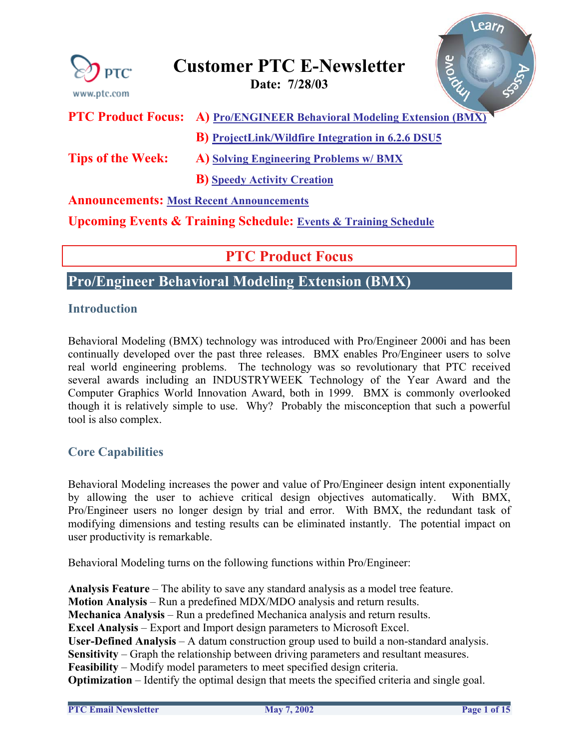# Customer PTC E-Newsletter

**Date: 7/28/03**

**PTC Product Focus:** **A)** [Pro/ENGINEER Behavioral Modeling Extension (BMX)]

**B)** [ProjectLink/Wildfire Integration in 6.2.6 DSU5]

**Tips of the Week:** **A)** [Solving Engineering Problems w/ BMX]

**B)** [Speedy Activity Creation]

**Announcements:** [Most Recent Announcements]

**Upcoming Events & Training Schedule:** [Events & Training Schedule]

## PTC Product Focus

## Pro/Engineer Behavioral Modeling Extension (BMX)

### Introduction

Behavioral Modeling (BMX) technology was introduced with Pro/Engineer 2000i and has been continually developed over the past three releases. BMX enables Pro/Engineer users to solve real world engineering problems. The technology was so revolutionary that PTC received several awards including an INDUSTRYWEEK Technology of the Year Award and the Computer Graphics World Innovation Award, both in 1999. BMX is commonly overlooked though it is relatively simple to use. Why? Probably the misconception that such a powerful tool is also complex.

### Core Capabilities

Behavioral Modeling increases the power and value of Pro/Engineer design intent exponentially by allowing the user to achieve critical design objectives automatically. With BMX, Pro/Engineer users no longer design by trial and error. With BMX, the redundant task of modifying dimensions and testing results can be eliminated instantly. The potential impact on user productivity is remarkable.

Behavioral Modeling turns on the following functions within Pro/Engineer:

**Analysis Feature** – The ability to save any standard analysis as a model tree feature.
**Motion Analysis** – Run a predefined MDX/MDO analysis and return results.
**Mechanica Analysis** – Run a predefined Mechanica analysis and return results.
**Excel Analysis** – Export and Import design parameters to Microsoft Excel.
**User-Defined Analysis** – A datum construction group used to build a non-standard analysis.
**Sensitivity** – Graph the relationship between driving parameters and resultant measures.
**Feasibility** – Modify model parameters to meet specified design criteria.
**Optimization** – Identify the optimal design that meets the specified criteria and single goal.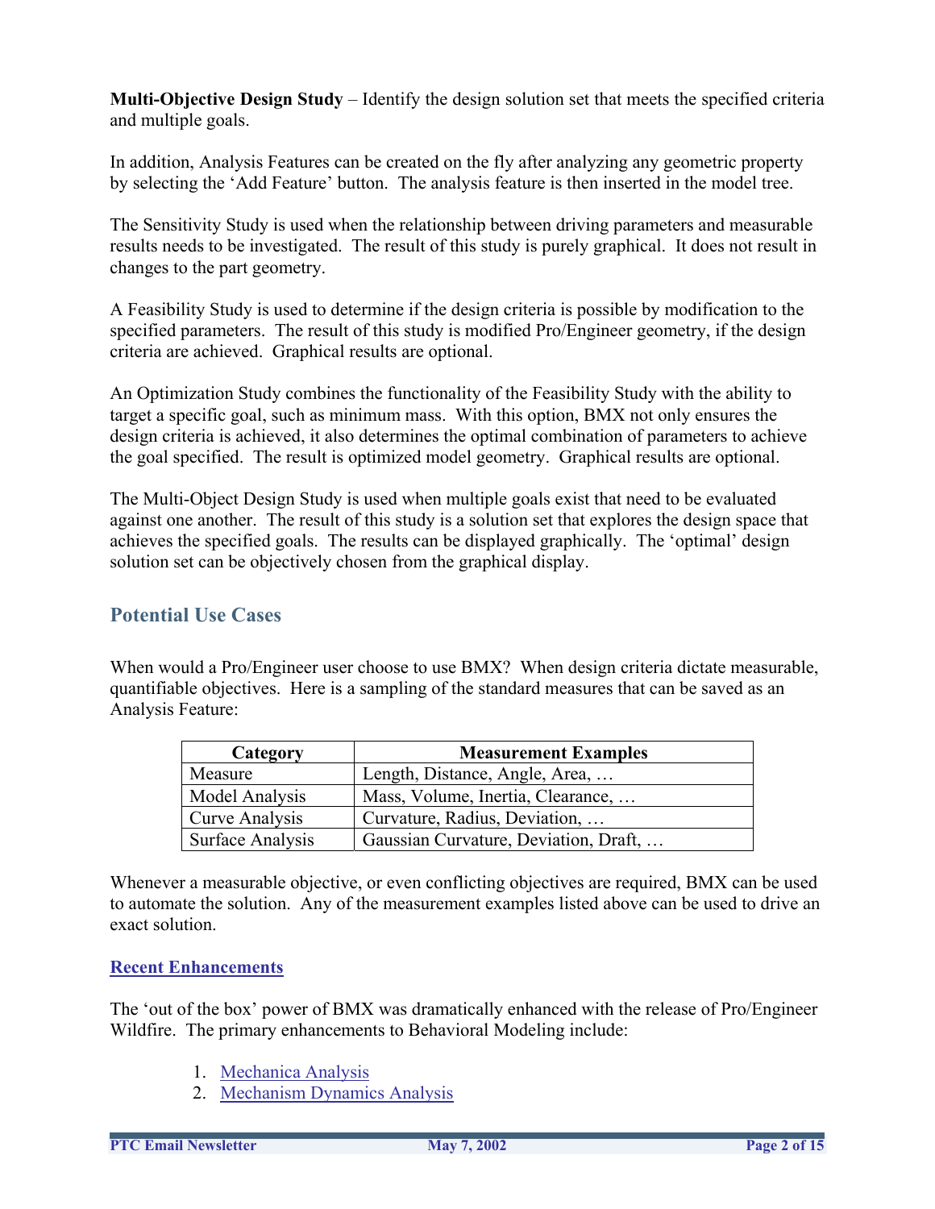**Multi-Objective Design Study** – Identify the design solution set that meets the specified criteria and multiple goals.

In addition, Analysis Features can be created on the fly after analyzing any geometric property by selecting the 'Add Feature' button. The analysis feature is then inserted in the model tree.

The Sensitivity Study is used when the relationship between driving parameters and measurable results needs to be investigated. The result of this study is purely graphical. It does not result in changes to the part geometry.

A Feasibility Study is used to determine if the design criteria is possible by modification to the specified parameters. The result of this study is modified Pro/Engineer geometry, if the design criteria are achieved. Graphical results are optional.

An Optimization Study combines the functionality of the Feasibility Study with the ability to target a specific goal, such as minimum mass. With this option, BMX not only ensures the design criteria is achieved, it also determines the optimal combination of parameters to achieve the goal specified. The result is optimized model geometry. Graphical results are optional.

The Multi-Object Design Study is used when multiple goals exist that need to be evaluated against one another. The result of this study is a solution set that explores the design space that achieves the specified goals. The results can be displayed graphically. The 'optimal' design solution set can be objectively chosen from the graphical display.

## Potential Use Cases

When would a Pro/Engineer user choose to use BMX? When design criteria dictate measurable, quantifiable objectives. Here is a sampling of the standard measures that can be saved as an Analysis Feature:

| Category | Measurement Examples |
|---|---|
| Measure | Length, Distance, Angle, Area, … |
| Model Analysis | Mass, Volume, Inertia, Clearance, … |
| Curve Analysis | Curvature, Radius, Deviation, … |
| Surface Analysis | Gaussian Curvature, Deviation, Draft, … |

Whenever a measurable objective, or even conflicting objectives are required, BMX can be used to automate the solution. Any of the measurement examples listed above can be used to drive an exact solution.

### Recent Enhancements

The 'out of the box' power of BMX was dramatically enhanced with the release of Pro/Engineer Wildfire. The primary enhancements to Behavioral Modeling include:

1. Mechanica Analysis
2. Mechanism Dynamics Analysis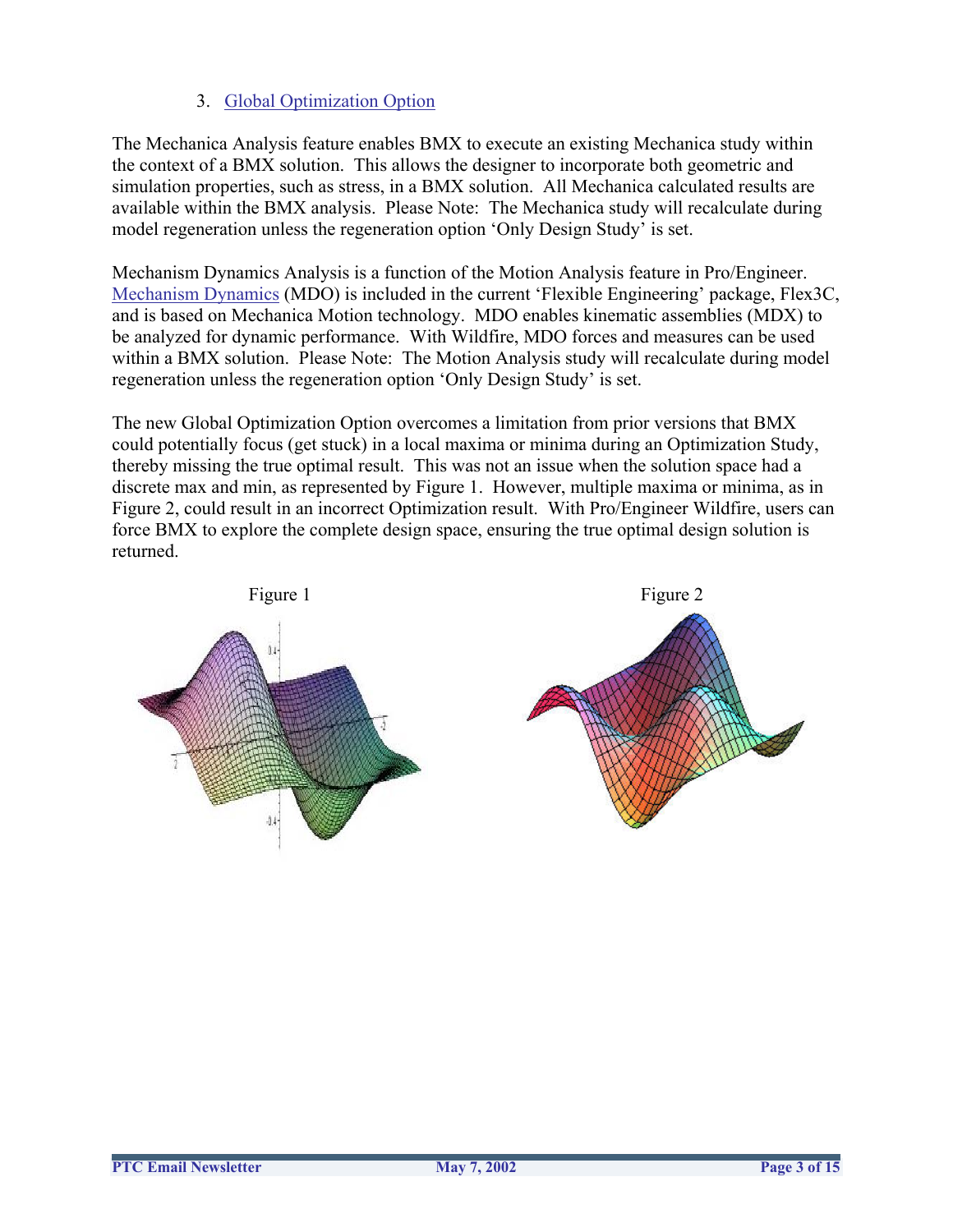3. Global Optimization Option

The Mechanica Analysis feature enables BMX to execute an existing Mechanica study within the context of a BMX solution. This allows the designer to incorporate both geometric and simulation properties, such as stress, in a BMX solution. All Mechanica calculated results are available within the BMX analysis. Please Note: The Mechanica study will recalculate during model regeneration unless the regeneration option 'Only Design Study' is set.

Mechanism Dynamics Analysis is a function of the Motion Analysis feature in Pro/Engineer. Mechanism Dynamics (MDO) is included in the current 'Flexible Engineering' package, Flex3C, and is based on Mechanica Motion technology. MDO enables kinematic assemblies (MDX) to be analyzed for dynamic performance. With Wildfire, MDO forces and measures can be used within a BMX solution. Please Note: The Motion Analysis study will recalculate during model regeneration unless the regeneration option 'Only Design Study' is set.

The new Global Optimization Option overcomes a limitation from prior versions that BMX could potentially focus (get stuck) in a local maxima or minima during an Optimization Study, thereby missing the true optimal result. This was not an issue when the solution space had a discrete max and min, as represented by Figure 1. However, multiple maxima or minima, as in Figure 2, could result in an incorrect Optimization result. With Pro/Engineer Wildfire, users can force BMX to explore the complete design space, ensuring the true optimal design solution is returned.

Figure 1

Figure 2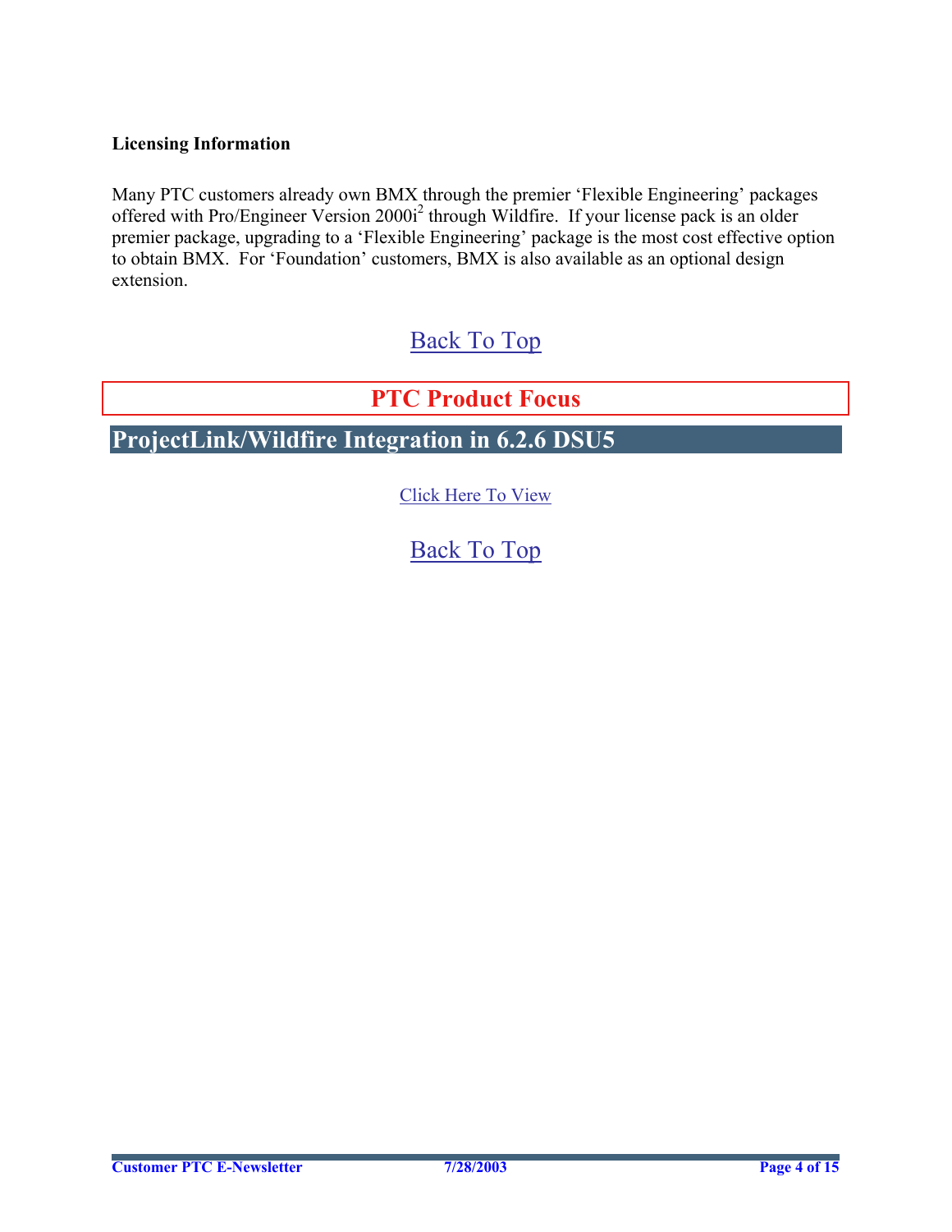**Licensing Information**

Many PTC customers already own BMX through the premier 'Flexible Engineering' packages offered with Pro/Engineer Version 2000i[2] through Wildfire. If your license pack is an older premier package, upgrading to a 'Flexible Engineering' package is the most cost effective option to obtain BMX. For 'Foundation' customers, BMX is also available as an optional design extension.

Back To Top

## PTC Product Focus

## ProjectLink/Wildfire Integration in 6.2.6 DSU5

Click Here To View

Back To Top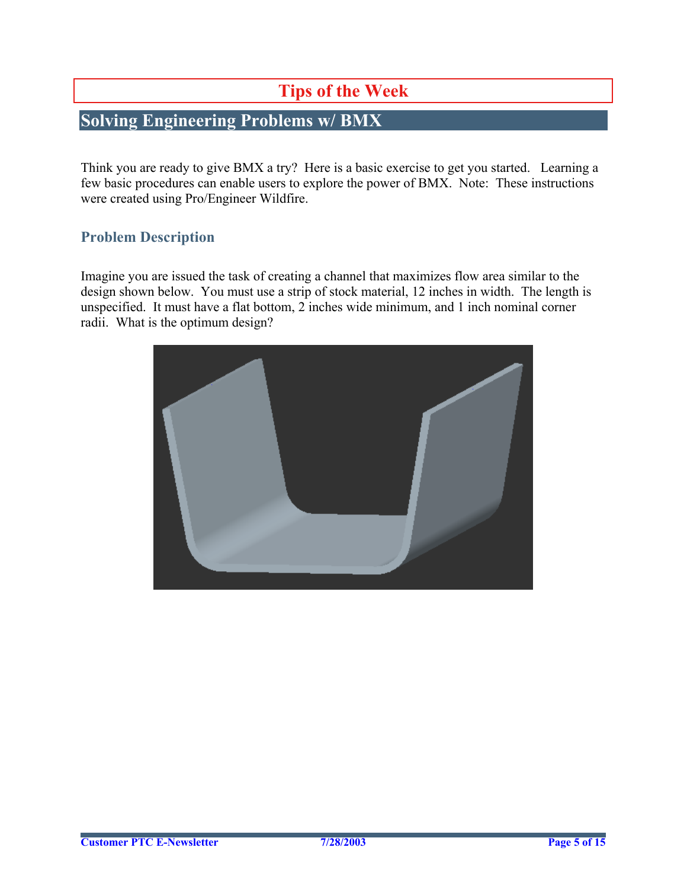# Tips of the Week

## Solving Engineering Problems w/ BMX

Think you are ready to give BMX a try? Here is a basic exercise to get you started. Learning a few basic procedures can enable users to explore the power of BMX. Note: These instructions were created using Pro/Engineer Wildfire.

### Problem Description

Imagine you are issued the task of creating a channel that maximizes flow area similar to the design shown below. You must use a strip of stock material, 12 inches in width. The length is unspecified. It must have a flat bottom, 2 inches wide minimum, and 1 inch nominal corner radii. What is the optimum design?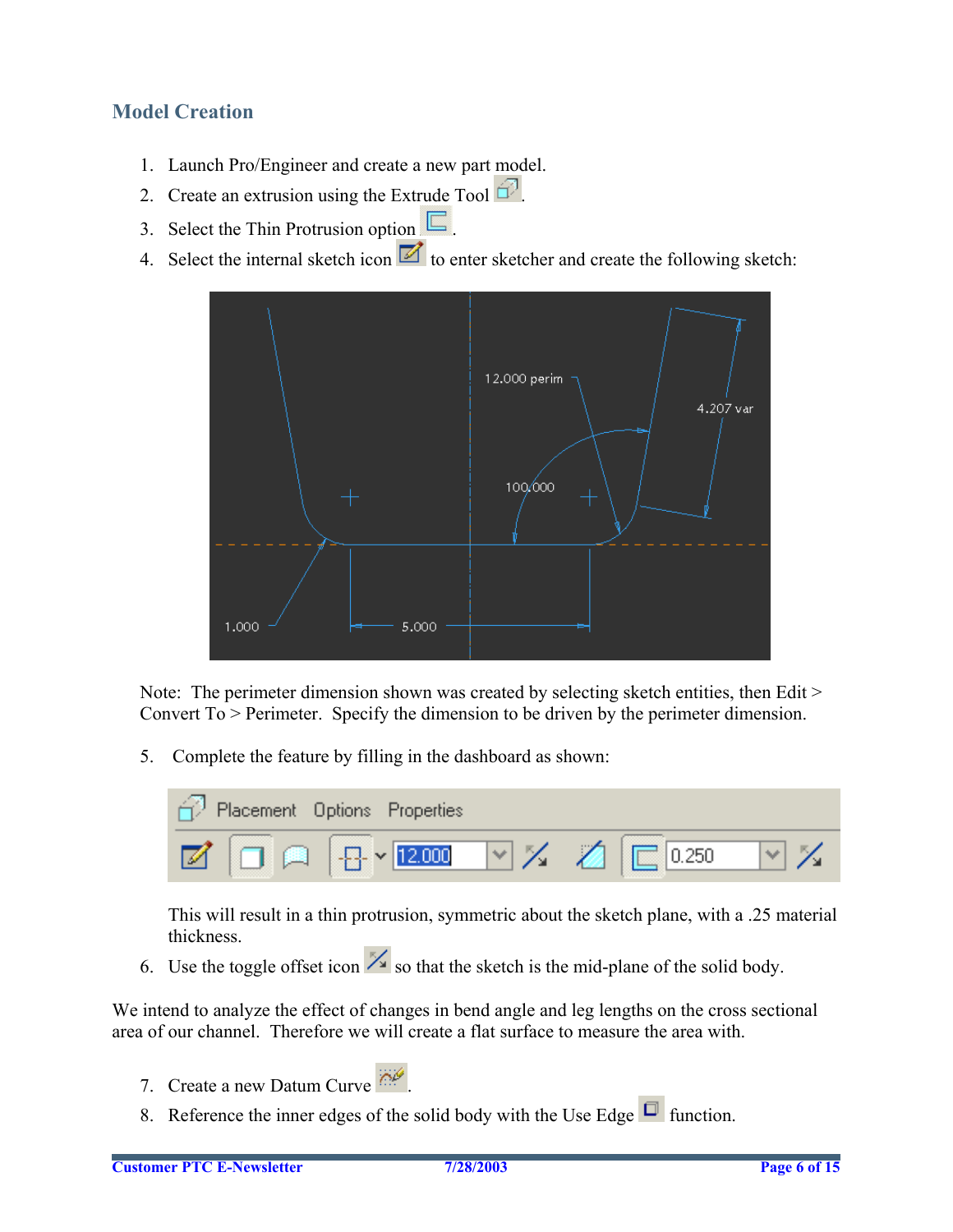## Model Creation

1. Launch Pro/Engineer and create a new part model.
2. Create an extrusion using the Extrude Tool .
3. Select the Thin Protrusion option .
4. Select the internal sketch icon to enter sketcher and create the following sketch:

Note: The perimeter dimension shown was created by selecting sketch entities, then Edit > Convert To > Perimeter. Specify the dimension to be driven by the perimeter dimension.

5. Complete the feature by filling in the dashboard as shown:

   This will result in a thin protrusion, symmetric about the sketch plane, with a .25 material thickness.

6. Use the toggle offset icon so that the sketch is the mid-plane of the solid body.

We intend to analyze the effect of changes in bend angle and leg lengths on the cross sectional area of our channel. Therefore we will create a flat surface to measure the area with.

7. Create a new Datum Curve .
8. Reference the inner edges of the solid body with the Use Edge function.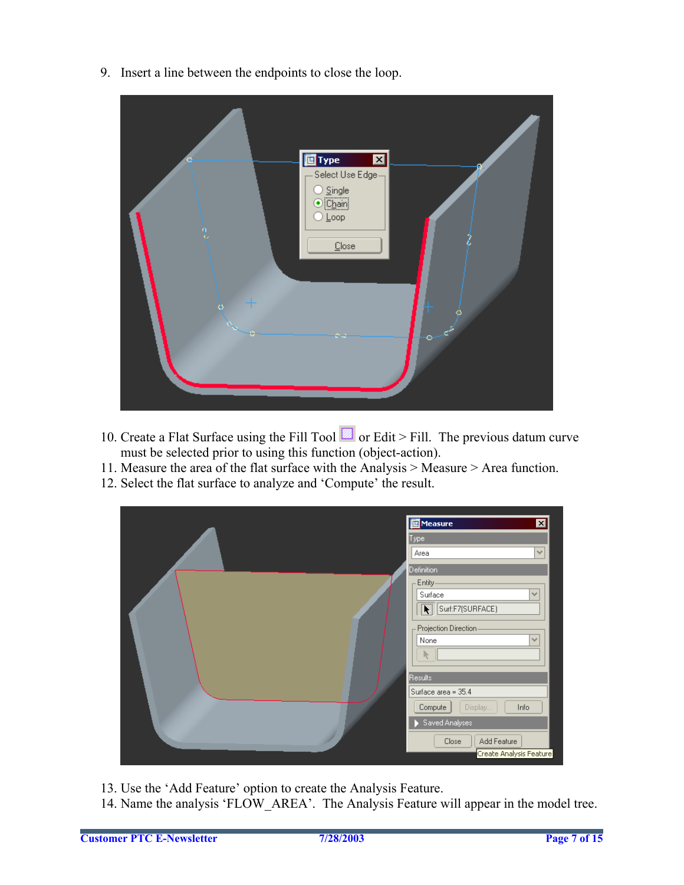9. Insert a line between the endpoints to close the loop.

10. Create a Flat Surface using the Fill Tool or Edit > Fill. The previous datum curve must be selected prior to using this function (object-action).
11. Measure the area of the flat surface with the Analysis > Measure > Area function.
12. Select the flat surface to analyze and 'Compute' the result.

13. Use the 'Add Feature' option to create the Analysis Feature.
14. Name the analysis 'FLOW_AREA'. The Analysis Feature will appear in the model tree.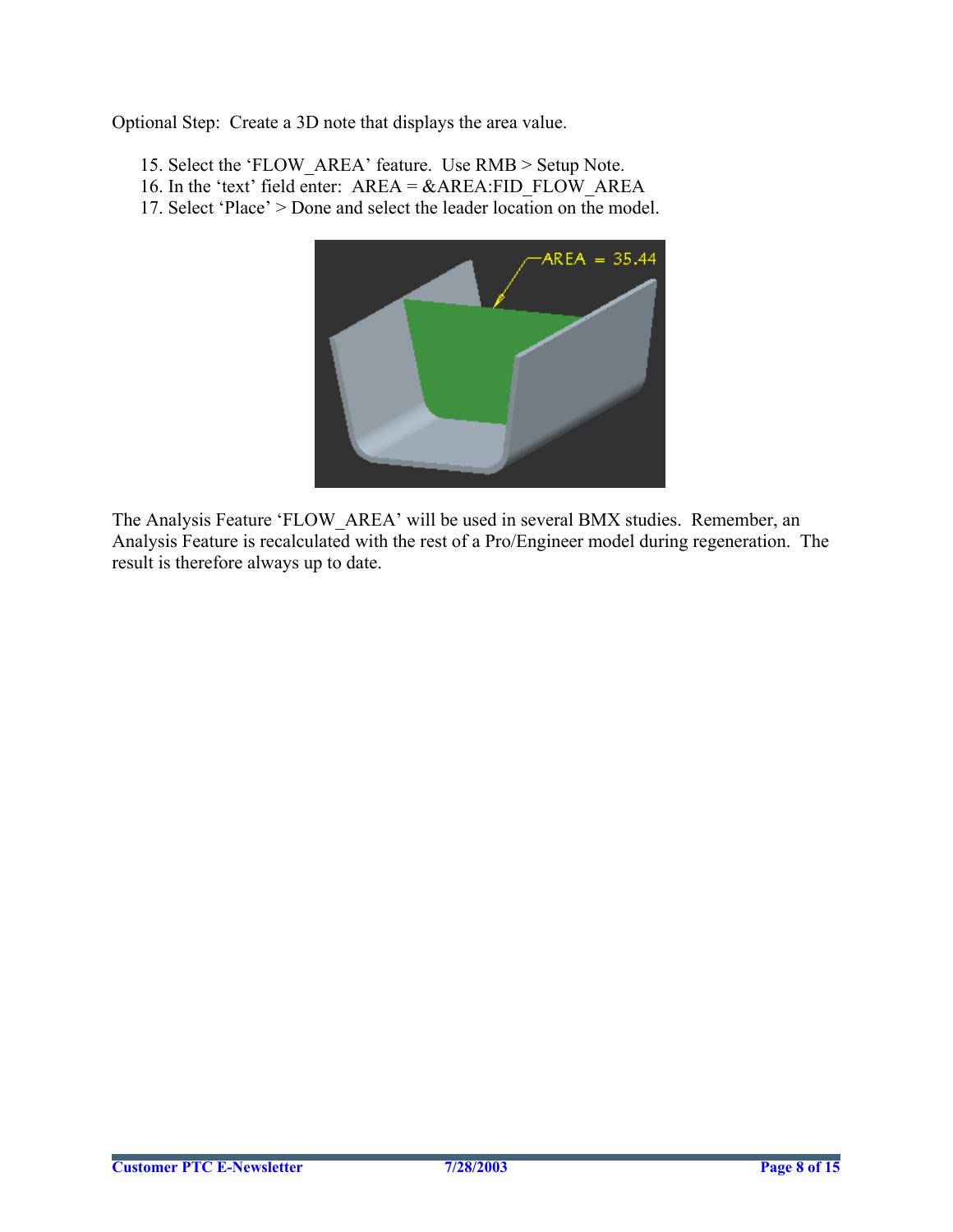Optional Step: Create a 3D note that displays the area value.

15. Select the 'FLOW_AREA' feature. Use RMB > Setup Note.
16. In the 'text' field enter: AREA = &AREA:FID_FLOW_AREA
17. Select 'Place' > Done and select the leader location on the model.

The Analysis Feature 'FLOW_AREA' will be used in several BMX studies. Remember, an Analysis Feature is recalculated with the rest of a Pro/Engineer model during regeneration. The result is therefore always up to date.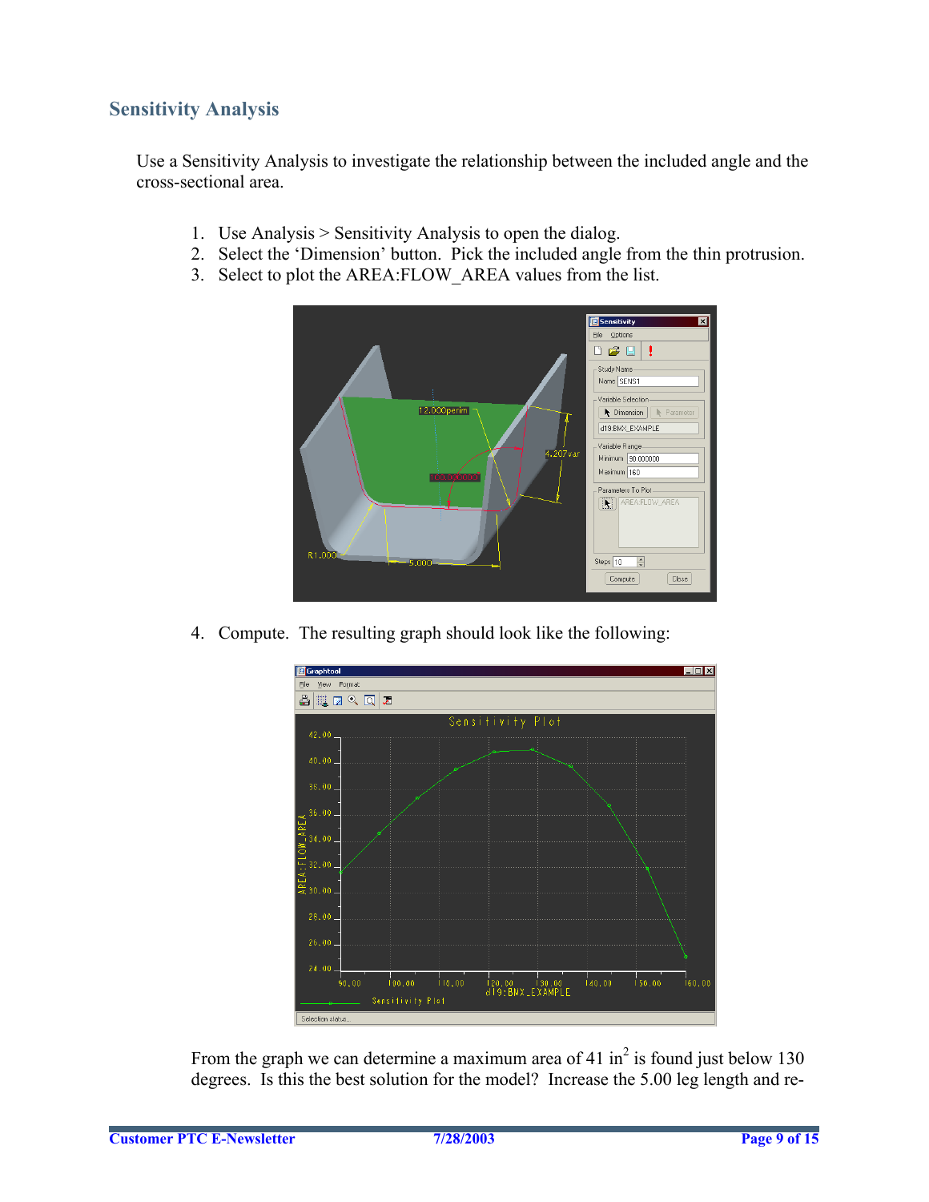## Sensitivity Analysis

Use a Sensitivity Analysis to investigate the relationship between the included angle and the cross-sectional area.

1. Use Analysis > Sensitivity Analysis to open the dialog.
2. Select the 'Dimension' button. Pick the included angle from the thin protrusion.
3. Select to plot the AREA:FLOW_AREA values from the list.

4. Compute. The resulting graph should look like the following:

From the graph we can determine a maximum area of 41 $in^2$ is found just below 130 degrees. Is this the best solution for the model? Increase the 5.00 leg length and re-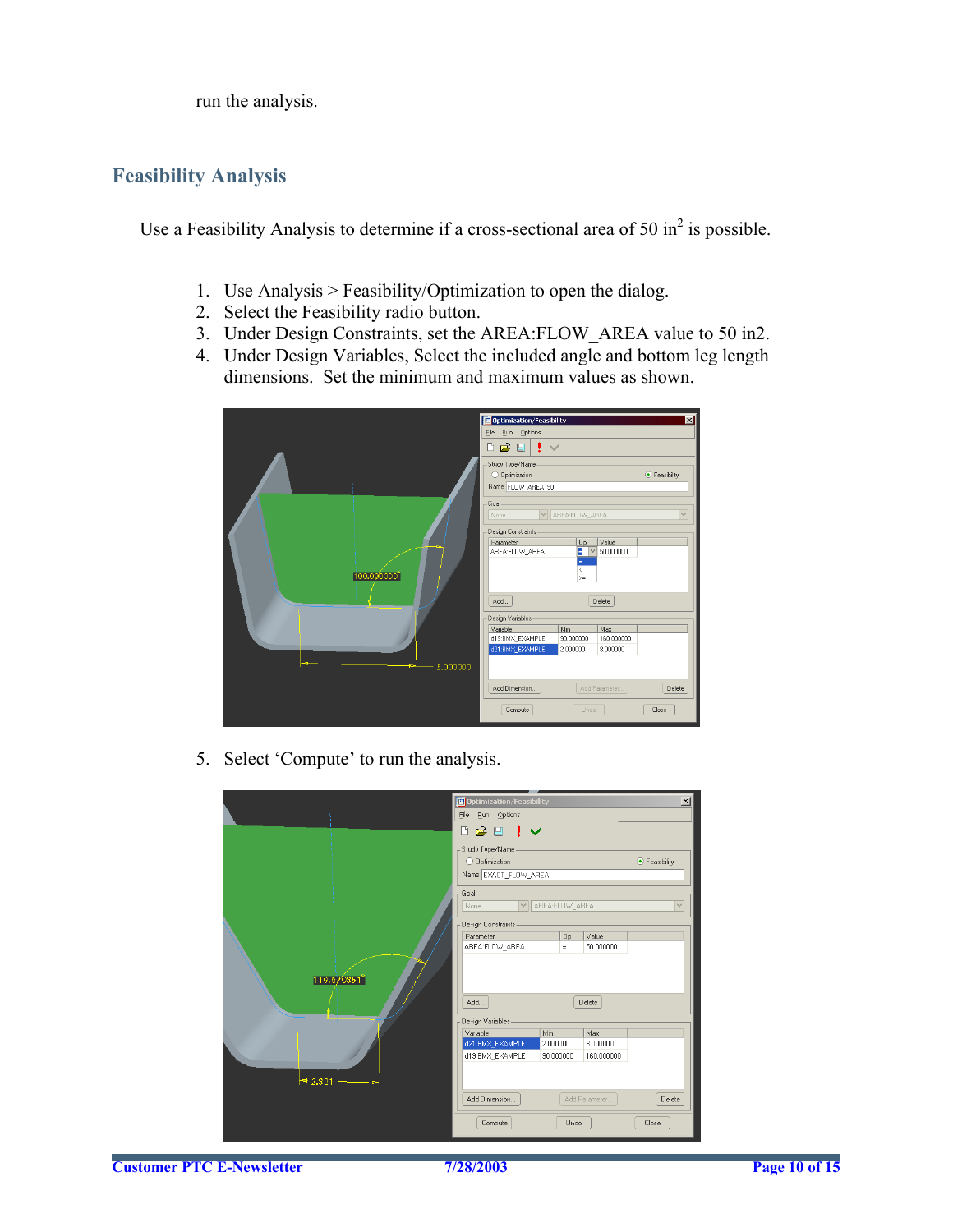run the analysis.

## Feasibility Analysis

Use a Feasibility Analysis to determine if a cross-sectional area of 50 in$^2$ is possible.

1. Use Analysis > Feasibility/Optimization to open the dialog.
2. Select the Feasibility radio button.
3. Under Design Constraints, set the AREA:FLOW_AREA value to 50 in2.
4. Under Design Variables, Select the included angle and bottom leg length dimensions. Set the minimum and maximum values as shown.

5. Select 'Compute' to run the analysis.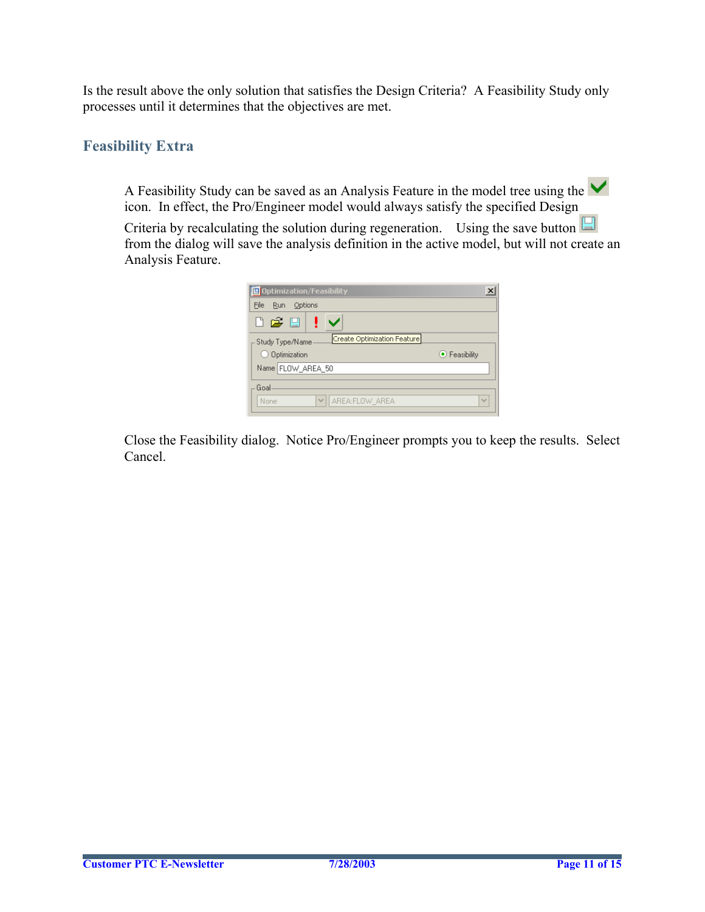Is the result above the only solution that satisfies the Design Criteria? A Feasibility Study only processes until it determines that the objectives are met.

## Feasibility Extra

A Feasibility Study can be saved as an Analysis Feature in the model tree using the icon. In effect, the Pro/Engineer model would always satisfy the specified Design Criteria by recalculating the solution during regeneration. Using the save button from the dialog will save the analysis definition in the active model, but will not create an Analysis Feature.

Close the Feasibility dialog. Notice Pro/Engineer prompts you to keep the results. Select Cancel.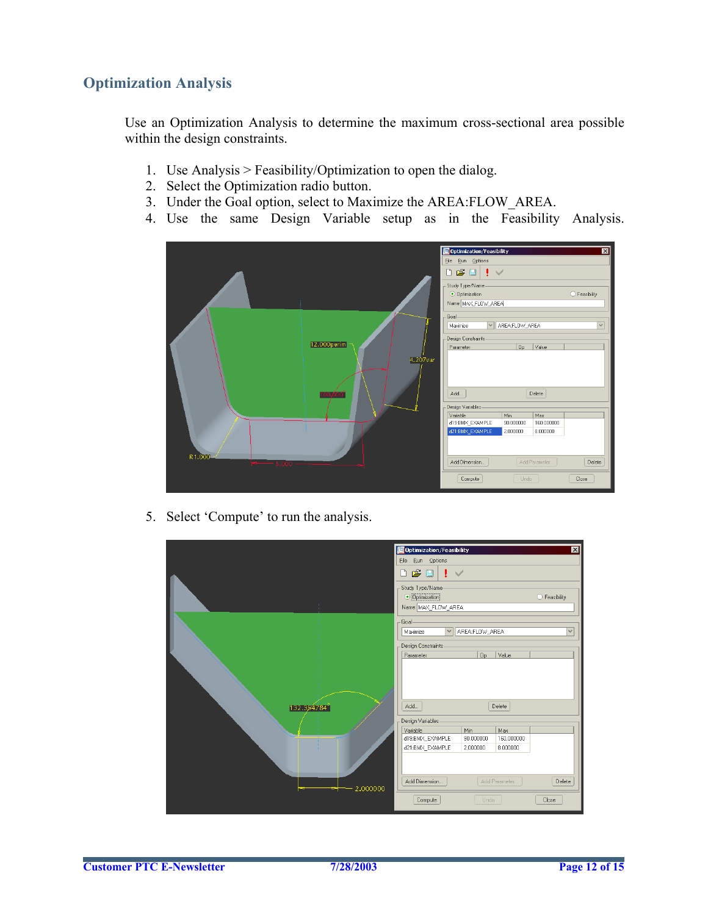## Optimization Analysis

Use an Optimization Analysis to determine the maximum cross-sectional area possible within the design constraints.

1. Use Analysis > Feasibility/Optimization to open the dialog.
2. Select the Optimization radio button.
3. Under the Goal option, select to Maximize the AREA:FLOW_AREA.
4. Use the same Design Variable setup as in the Feasibility Analysis.
5. Select 'Compute' to run the analysis.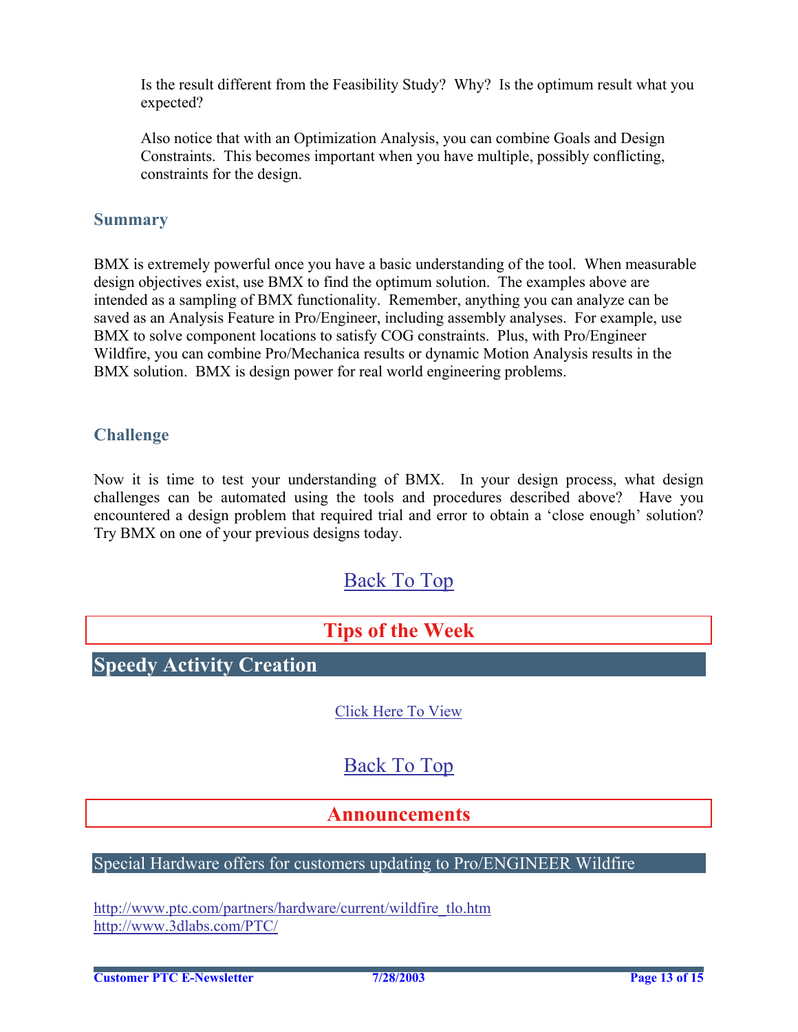Is the result different from the Feasibility Study? Why? Is the optimum result what you expected?

Also notice that with an Optimization Analysis, you can combine Goals and Design Constraints. This becomes important when you have multiple, possibly conflicting, constraints for the design.

### Summary

BMX is extremely powerful once you have a basic understanding of the tool. When measurable design objectives exist, use BMX to find the optimum solution. The examples above are intended as a sampling of BMX functionality. Remember, anything you can analyze can be saved as an Analysis Feature in Pro/Engineer, including assembly analyses. For example, use BMX to solve component locations to satisfy COG constraints. Plus, with Pro/Engineer Wildfire, you can combine Pro/Mechanica results or dynamic Motion Analysis results in the BMX solution. BMX is design power for real world engineering problems.

### Challenge

Now it is time to test your understanding of BMX. In your design process, what design challenges can be automated using the tools and procedures described above? Have you encountered a design problem that required trial and error to obtain a 'close enough' solution? Try BMX on one of your previous designs today.

Back To Top

## Tips of the Week

## Speedy Activity Creation

Click Here To View

Back To Top

## Announcements

### Special Hardware offers for customers updating to Pro/ENGINEER Wildfire

http://www.ptc.com/partners/hardware/current/wildfire_tlo.htm
http://www.3dlabs.com/PTC/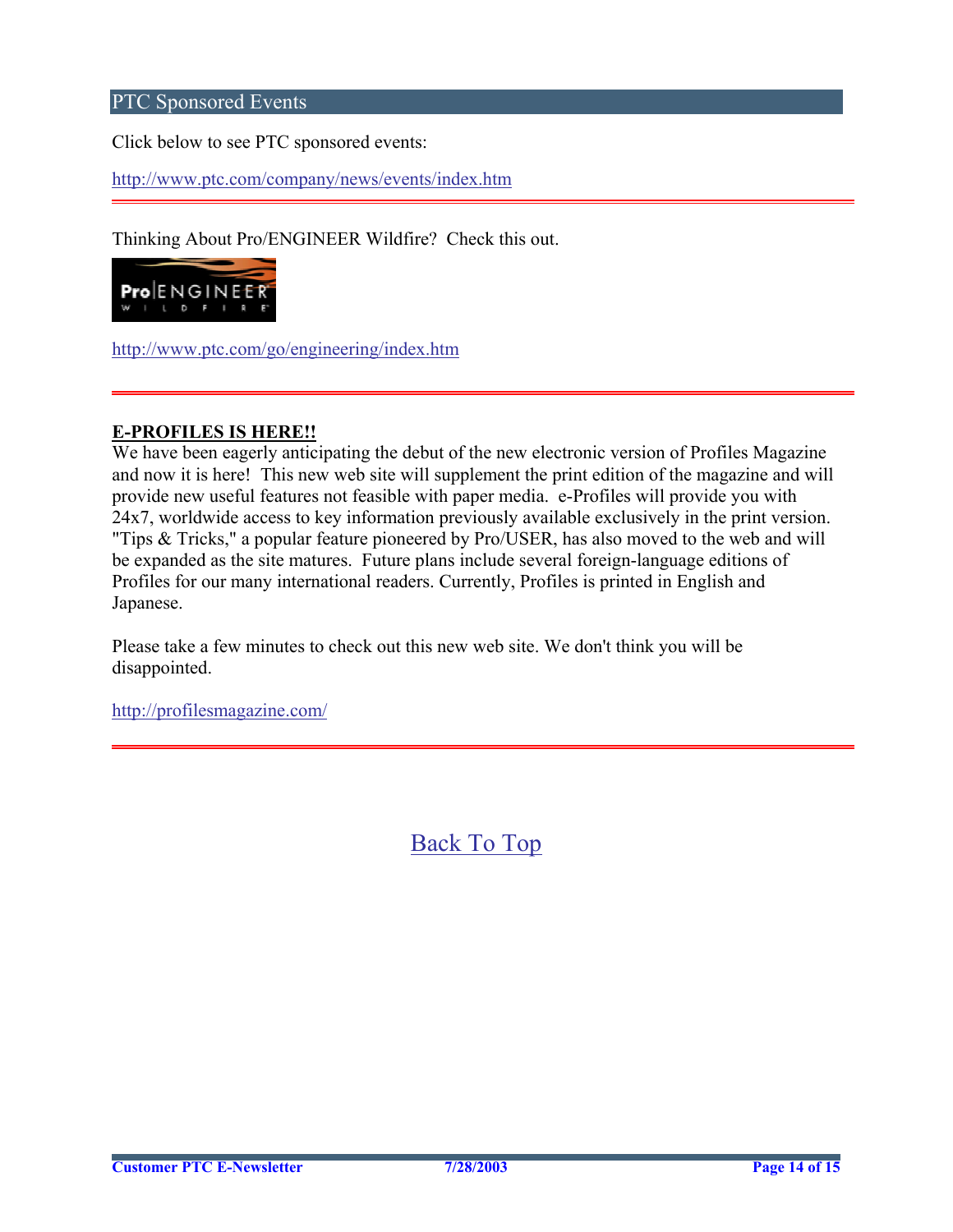## PTC Sponsored Events

Click below to see PTC sponsored events:

http://www.ptc.com/company/news/events/index.htm

---

Thinking About Pro/ENGINEER Wildfire? Check this out.

http://www.ptc.com/go/engineering/index.htm

---

**E-PROFILES IS HERE!!**

We have been eagerly anticipating the debut of the new electronic version of Profiles Magazine and now it is here! This new web site will supplement the print edition of the magazine and will provide new useful features not feasible with paper media. e-Profiles will provide you with 24x7, worldwide access to key information previously available exclusively in the print version. "Tips & Tricks," a popular feature pioneered by Pro/USER, has also moved to the web and will be expanded as the site matures. Future plans include several foreign-language editions of Profiles for our many international readers. Currently, Profiles is printed in English and Japanese.

Please take a few minutes to check out this new web site. We don't think you will be disappointed.

http://profilesmagazine.com/

---

Back To Top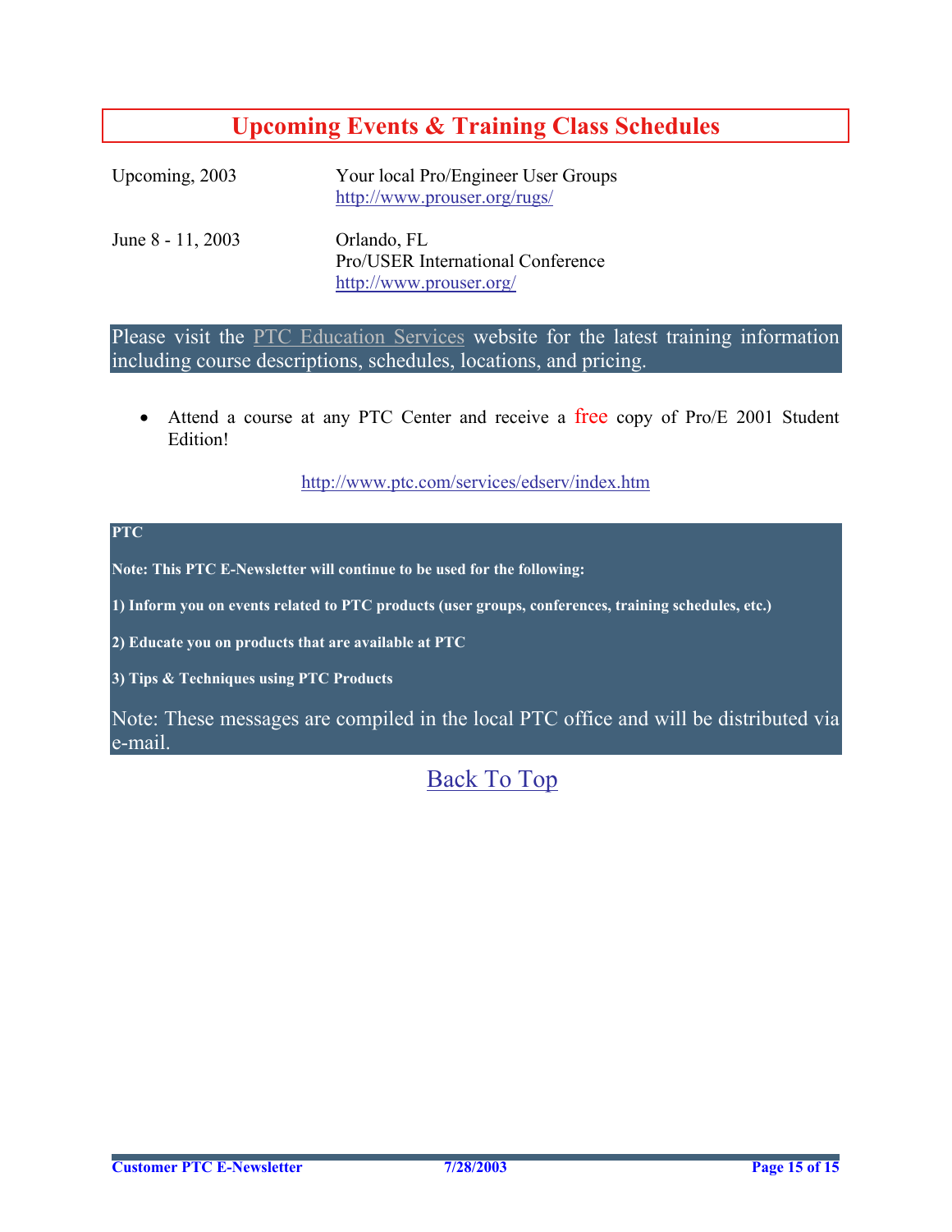## Upcoming Events & Training Class Schedules

| | |
|---|---|
| Upcoming, 2003 | Your local Pro/Engineer User Groups<br>http://www.prouser.org/rugs/ |
| June 8 - 11, 2003 | Orlando, FL<br>Pro/USER International Conference<br>http://www.prouser.org/ |

Please visit the PTC Education Services website for the latest training information including course descriptions, schedules, locations, and pricing.

- Attend a course at any PTC Center and receive a free copy of Pro/E 2001 Student Edition!

http://www.ptc.com/services/edserv/index.htm

**PTC**

**Note: This PTC E-Newsletter will continue to be used for the following:**

**1) Inform you on events related to PTC products (user groups, conferences, training schedules, etc.)**

**2) Educate you on products that are available at PTC**

**3) Tips & Techniques using PTC Products**

Note: These messages are compiled in the local PTC office and will be distributed via e-mail.

Back To Top